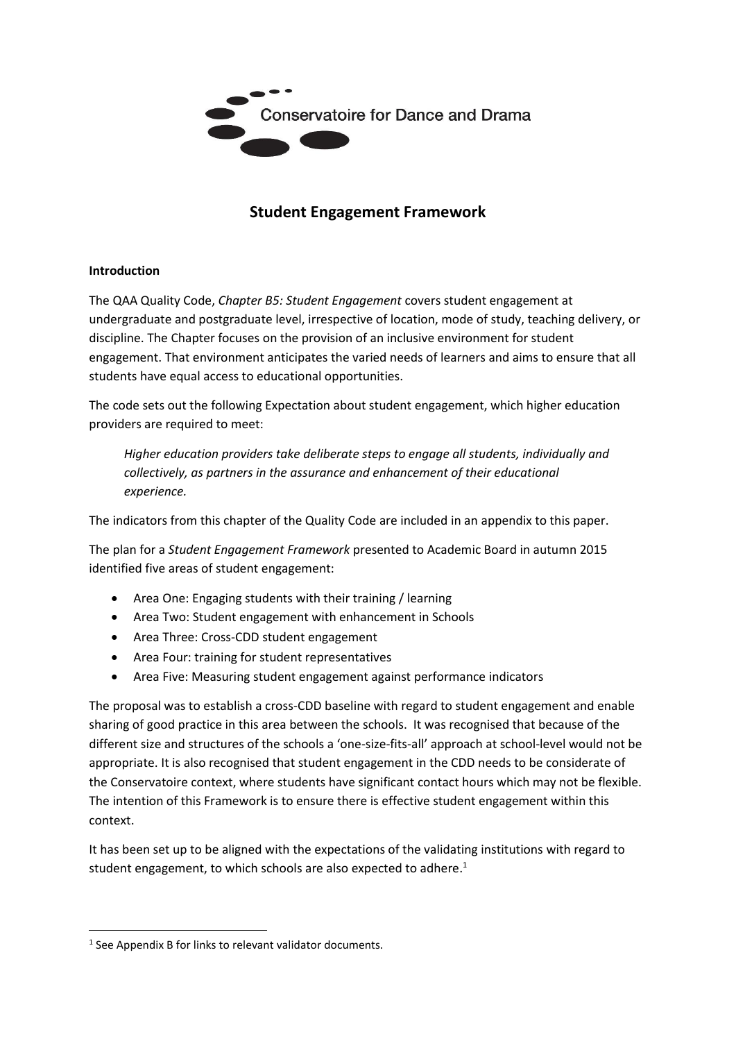Conservatoire for Dance and Drama

# Student Engagement Framework

**Introduction**

The QAA Quality Code, *Chapter B5: Student Engagement* covers student engagement at undergraduate and postgraduate level, irrespective of location, mode of study, teaching delivery, or discipline. The Chapter focuses on the provision of an inclusive environment for student engagement. That environment anticipates the varied needs of learners and aims to ensure that all students have equal access to educational opportunities.

The code sets out the following Expectation about student engagement, which higher education providers are required to meet:

> *Higher education providers take deliberate steps to engage all students, individually and collectively, as partners in the assurance and enhancement of their educational experience.*

The indicators from this chapter of the Quality Code are included in an appendix to this paper.

The plan for a *Student Engagement Framework* presented to Academic Board in autumn 2015 identified five areas of student engagement:

- Area One: Engaging students with their training / learning
- Area Two: Student engagement with enhancement in Schools
- Area Three: Cross-CDD student engagement
- Area Four: training for student representatives
- Area Five: Measuring student engagement against performance indicators

The proposal was to establish a cross-CDD baseline with regard to student engagement and enable sharing of good practice in this area between the schools. It was recognised that because of the different size and structures of the schools a 'one-size-fits-all' approach at school-level would not be appropriate. It is also recognised that student engagement in the CDD needs to be considerate of the Conservatoire context, where students have significant contact hours which may not be flexible. The intention of this Framework is to ensure there is effective student engagement within this context.

It has been set up to be aligned with the expectations of the validating institutions with regard to student engagement, to which schools are also expected to adhere.[1]

[1] See Appendix B for links to relevant validator documents.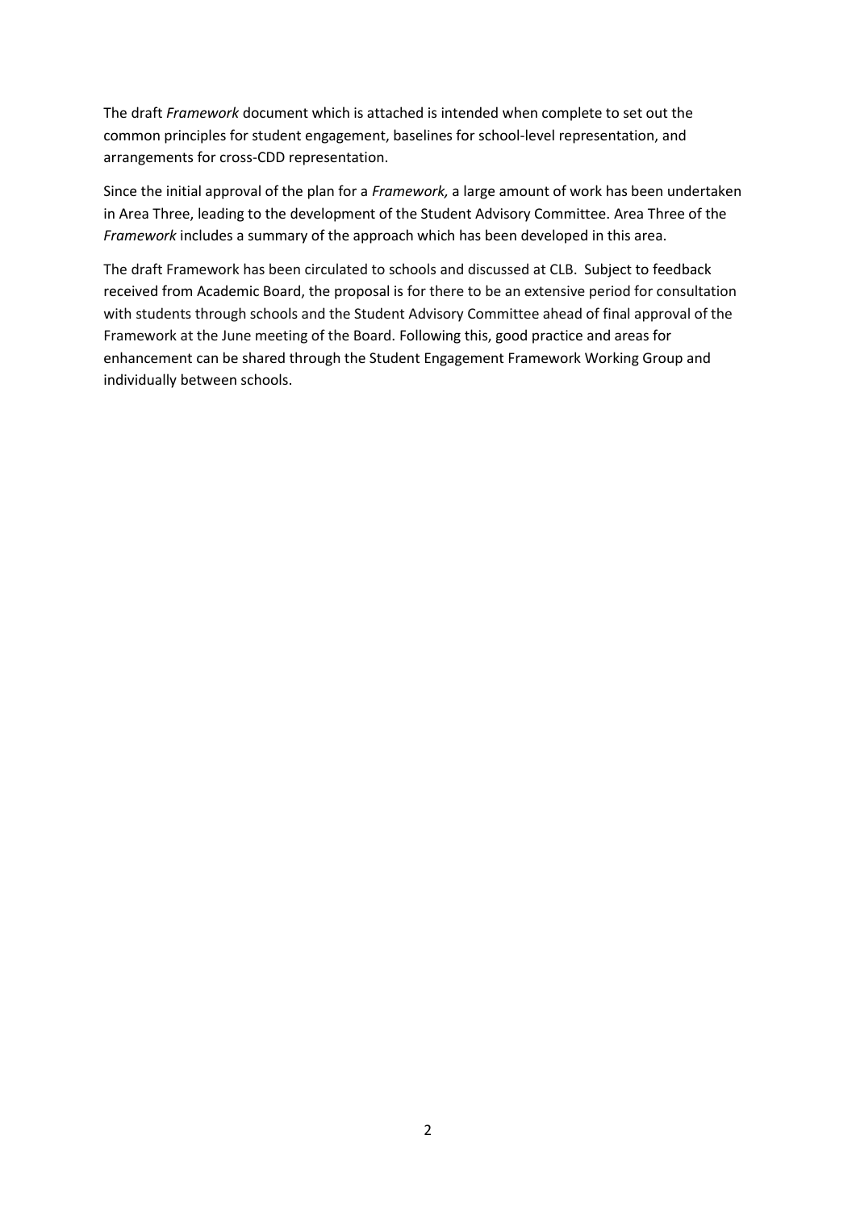The draft *Framework* document which is attached is intended when complete to set out the common principles for student engagement, baselines for school-level representation, and arrangements for cross-CDD representation.

Since the initial approval of the plan for a *Framework,* a large amount of work has been undertaken in Area Three, leading to the development of the Student Advisory Committee. Area Three of the *Framework* includes a summary of the approach which has been developed in this area.

The draft Framework has been circulated to schools and discussed at CLB. Subject to feedback received from Academic Board, the proposal is for there to be an extensive period for consultation with students through schools and the Student Advisory Committee ahead of final approval of the Framework at the June meeting of the Board. Following this, good practice and areas for enhancement can be shared through the Student Engagement Framework Working Group and individually between schools.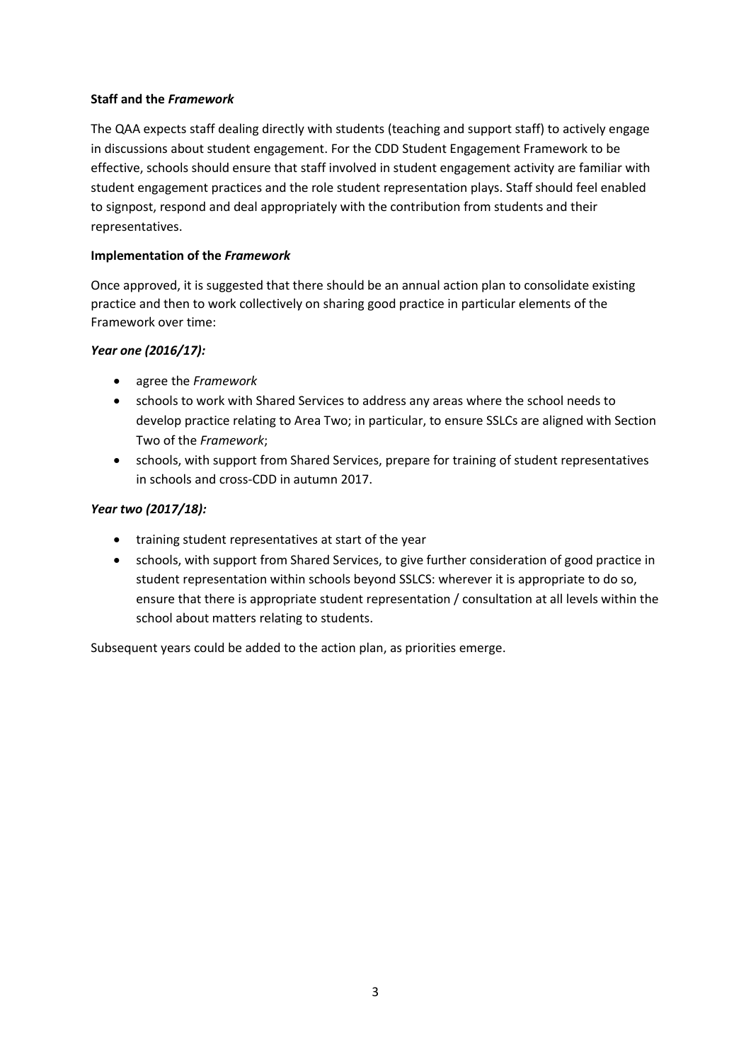**Staff and the *Framework***

The QAA expects staff dealing directly with students (teaching and support staff) to actively engage in discussions about student engagement. For the CDD Student Engagement Framework to be effective, schools should ensure that staff involved in student engagement activity are familiar with student engagement practices and the role student representation plays. Staff should feel enabled to signpost, respond and deal appropriately with the contribution from students and their representatives.

**Implementation of the *Framework***

Once approved, it is suggested that there should be an annual action plan to consolidate existing practice and then to work collectively on sharing good practice in particular elements of the Framework over time:

***Year one (2016/17):***

- agree the *Framework*
- schools to work with Shared Services to address any areas where the school needs to develop practice relating to Area Two; in particular, to ensure SSLCs are aligned with Section Two of the *Framework*;
- schools, with support from Shared Services, prepare for training of student representatives in schools and cross-CDD in autumn 2017.

***Year two (2017/18):***

- training student representatives at start of the year
- schools, with support from Shared Services, to give further consideration of good practice in student representation within schools beyond SSLCS: wherever it is appropriate to do so, ensure that there is appropriate student representation / consultation at all levels within the school about matters relating to students.

Subsequent years could be added to the action plan, as priorities emerge.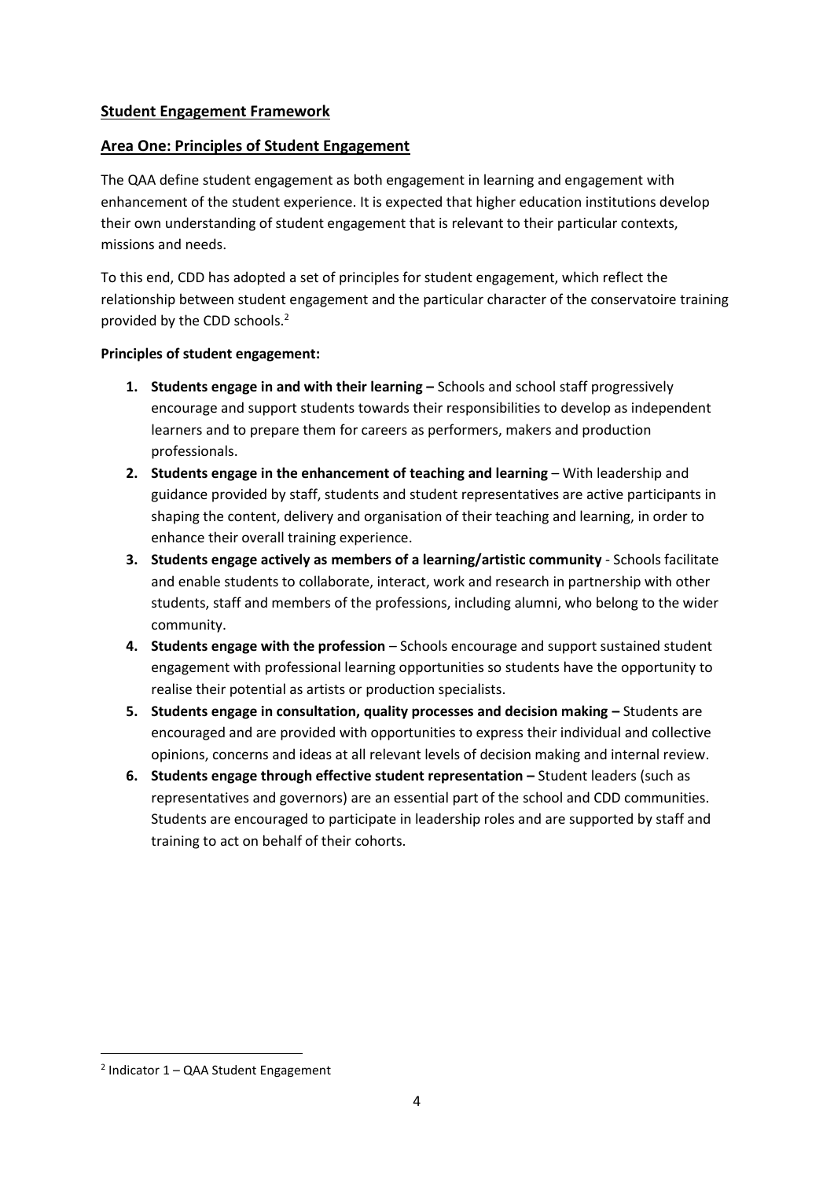## Student Engagement Framework

## Area One: Principles of Student Engagement

The QAA define student engagement as both engagement in learning and engagement with enhancement of the student experience. It is expected that higher education institutions develop their own understanding of student engagement that is relevant to their particular contexts, missions and needs.

To this end, CDD has adopted a set of principles for student engagement, which reflect the relationship between student engagement and the particular character of the conservatoire training provided by the CDD schools.[2]

**Principles of student engagement:**

1. **Students engage in and with their learning –** Schools and school staff progressively encourage and support students towards their responsibilities to develop as independent learners and to prepare them for careers as performers, makers and production professionals.
2. **Students engage in the enhancement of teaching and learning** – With leadership and guidance provided by staff, students and student representatives are active participants in shaping the content, delivery and organisation of their teaching and learning, in order to enhance their overall training experience.
3. **Students engage actively as members of a learning/artistic community** - Schools facilitate and enable students to collaborate, interact, work and research in partnership with other students, staff and members of the professions, including alumni, who belong to the wider community.
4. **Students engage with the profession** – Schools encourage and support sustained student engagement with professional learning opportunities so students have the opportunity to realise their potential as artists or production specialists.
5. **Students engage in consultation, quality processes and decision making –** Students are encouraged and are provided with opportunities to express their individual and collective opinions, concerns and ideas at all relevant levels of decision making and internal review.
6. **Students engage through effective student representation –** Student leaders (such as representatives and governors) are an essential part of the school and CDD communities. Students are encouraged to participate in leadership roles and are supported by staff and training to act on behalf of their cohorts.

[2] Indicator 1 – QAA Student Engagement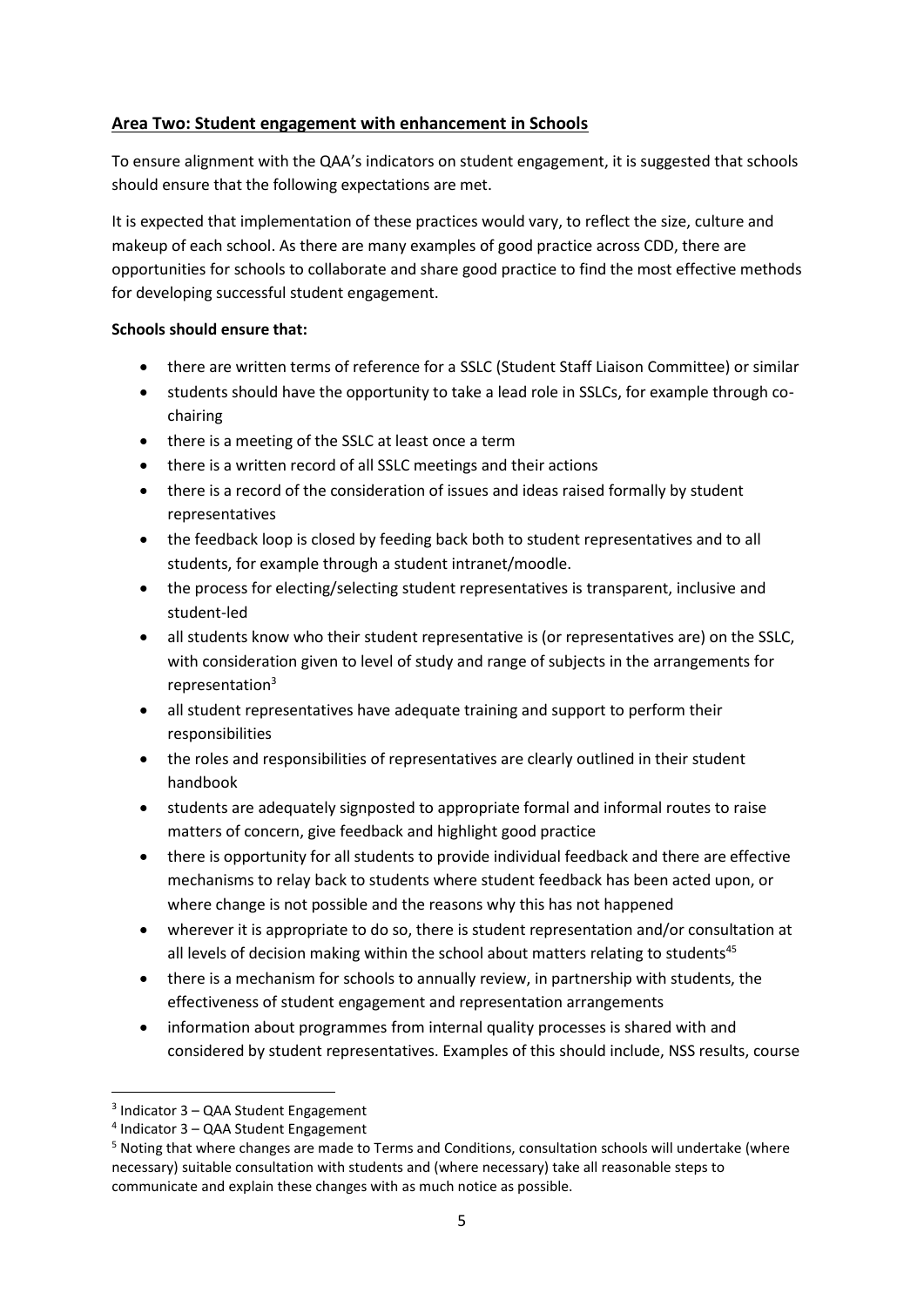## Area Two: Student engagement with enhancement in Schools

To ensure alignment with the QAA's indicators on student engagement, it is suggested that schools should ensure that the following expectations are met.

It is expected that implementation of these practices would vary, to reflect the size, culture and makeup of each school. As there are many examples of good practice across CDD, there are opportunities for schools to collaborate and share good practice to find the most effective methods for developing successful student engagement.

**Schools should ensure that:**

- there are written terms of reference for a SSLC (Student Staff Liaison Committee) or similar
- students should have the opportunity to take a lead role in SSLCs, for example through co-chairing
- there is a meeting of the SSLC at least once a term
- there is a written record of all SSLC meetings and their actions
- there is a record of the consideration of issues and ideas raised formally by student representatives
- the feedback loop is closed by feeding back both to student representatives and to all students, for example through a student intranet/moodle.
- the process for electing/selecting student representatives is transparent, inclusive and student-led
- all students know who their student representative is (or representatives are) on the SSLC, with consideration given to level of study and range of subjects in the arrangements for representation[3]
- all student representatives have adequate training and support to perform their responsibilities
- the roles and responsibilities of representatives are clearly outlined in their student handbook
- students are adequately signposted to appropriate formal and informal routes to raise matters of concern, give feedback and highlight good practice
- there is opportunity for all students to provide individual feedback and there are effective mechanisms to relay back to students where student feedback has been acted upon, or where change is not possible and the reasons why this has not happened
- wherever it is appropriate to do so, there is student representation and/or consultation at all levels of decision making within the school about matters relating to students[4][5]
- there is a mechanism for schools to annually review, in partnership with students, the effectiveness of student engagement and representation arrangements
- information about programmes from internal quality processes is shared with and considered by student representatives. Examples of this should include, NSS results, course

---

[3] Indicator 3 – QAA Student Engagement

[4] Indicator 3 – QAA Student Engagement

[5] Noting that where changes are made to Terms and Conditions, consultation schools will undertake (where necessary) suitable consultation with students and (where necessary) take all reasonable steps to communicate and explain these changes with as much notice as possible.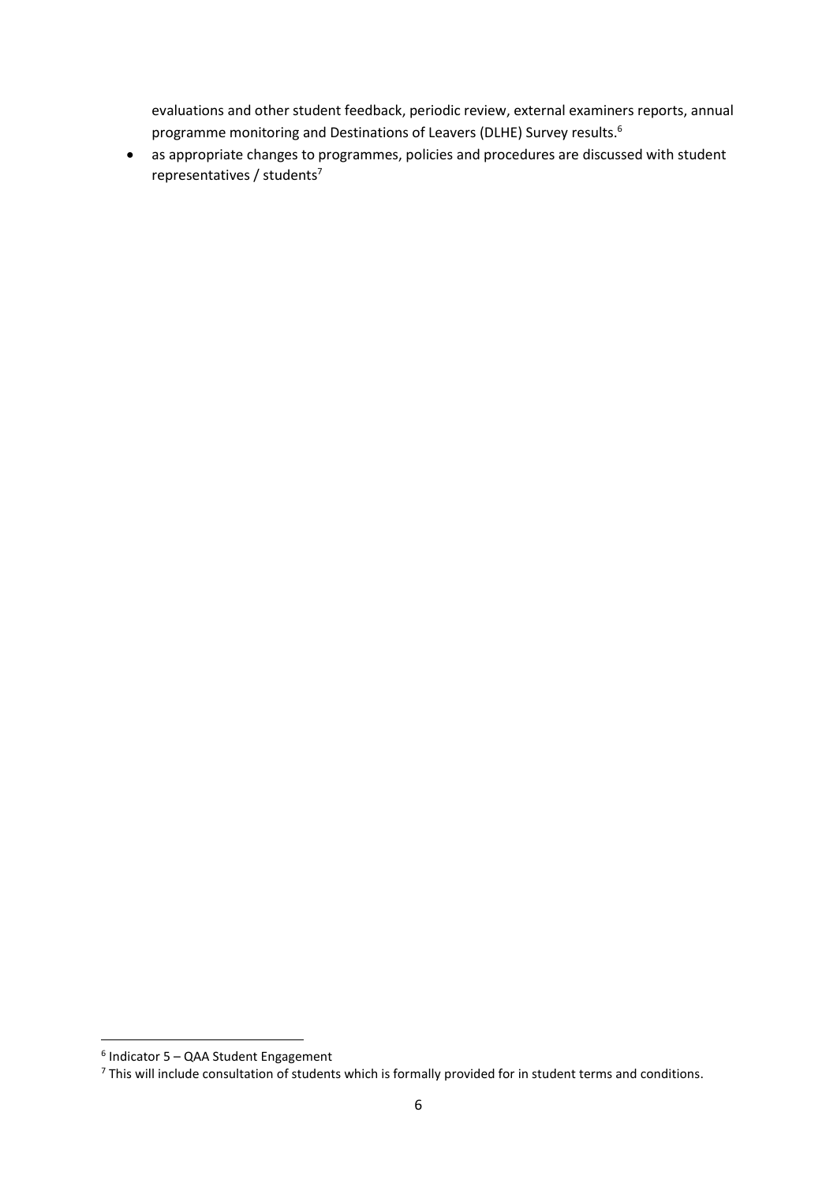evaluations and other student feedback, periodic review, external examiners reports, annual programme monitoring and Destinations of Leavers (DLHE) Survey results.[6]

- as appropriate changes to programmes, policies and procedures are discussed with student representatives / students[7]

[6] Indicator 5 – QAA Student Engagement

[7] This will include consultation of students which is formally provided for in student terms and conditions.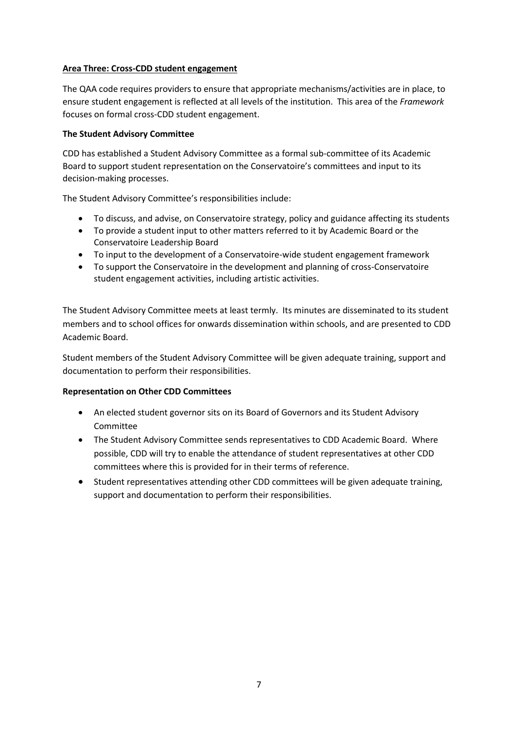## Area Three: Cross-CDD student engagement

The QAA code requires providers to ensure that appropriate mechanisms/activities are in place, to ensure student engagement is reflected at all levels of the institution. This area of the *Framework* focuses on formal cross-CDD student engagement.

### The Student Advisory Committee

CDD has established a Student Advisory Committee as a formal sub-committee of its Academic Board to support student representation on the Conservatoire's committees and input to its decision-making processes.

The Student Advisory Committee's responsibilities include:

- To discuss, and advise, on Conservatoire strategy, policy and guidance affecting its students
- To provide a student input to other matters referred to it by Academic Board or the Conservatoire Leadership Board
- To input to the development of a Conservatoire-wide student engagement framework
- To support the Conservatoire in the development and planning of cross-Conservatoire student engagement activities, including artistic activities.

The Student Advisory Committee meets at least termly. Its minutes are disseminated to its student members and to school offices for onwards dissemination within schools, and are presented to CDD Academic Board.

Student members of the Student Advisory Committee will be given adequate training, support and documentation to perform their responsibilities.

### Representation on Other CDD Committees

- An elected student governor sits on its Board of Governors and its Student Advisory Committee
- The Student Advisory Committee sends representatives to CDD Academic Board. Where possible, CDD will try to enable the attendance of student representatives at other CDD committees where this is provided for in their terms of reference.
- Student representatives attending other CDD committees will be given adequate training, support and documentation to perform their responsibilities.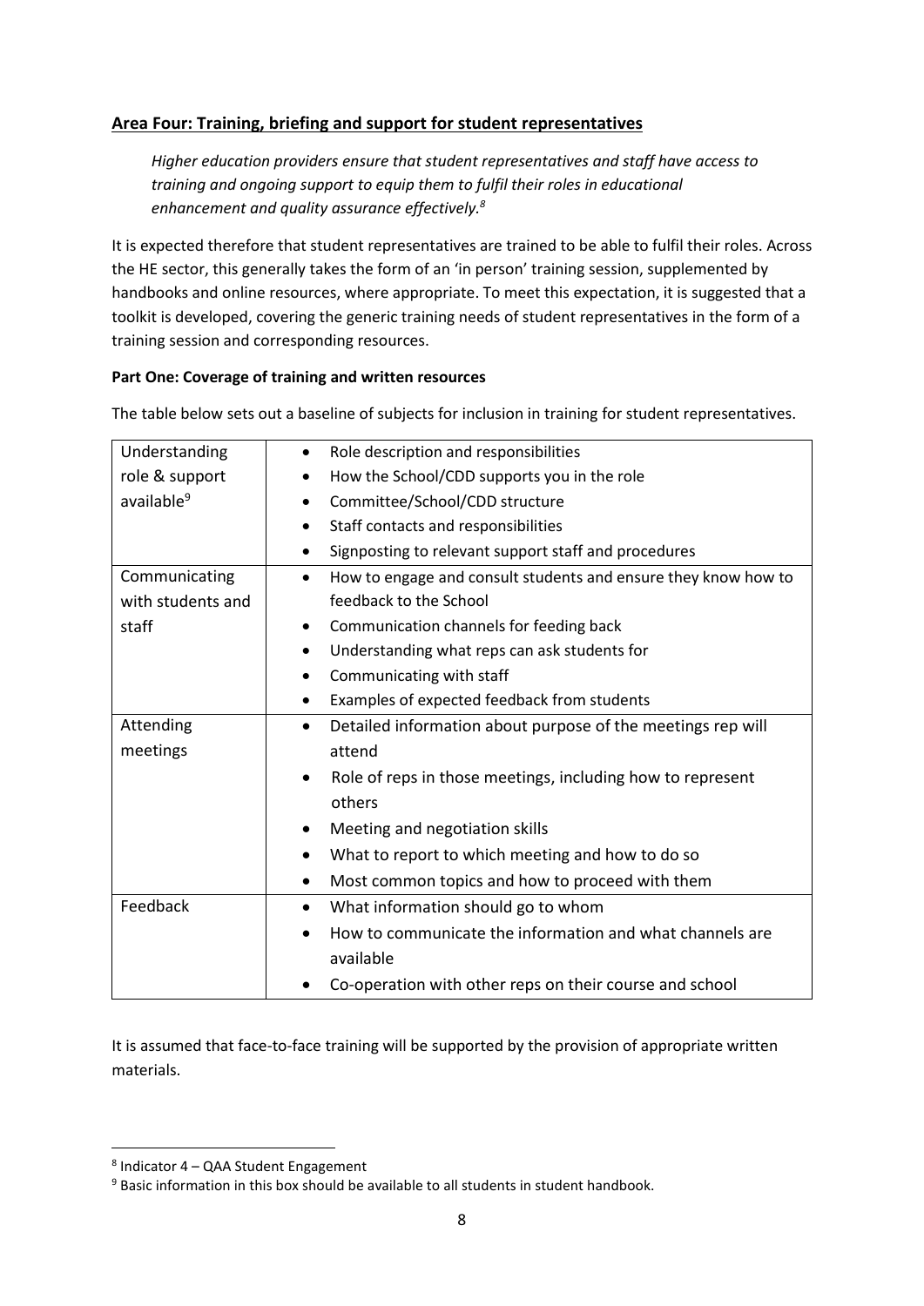## Area Four: Training, briefing and support for student representatives

*Higher education providers ensure that student representatives and staff have access to training and ongoing support to equip them to fulfil their roles in educational enhancement and quality assurance effectively.[8]*

It is expected therefore that student representatives are trained to be able to fulfil their roles. Across the HE sector, this generally takes the form of an 'in person' training session, supplemented by handbooks and online resources, where appropriate. To meet this expectation, it is suggested that a toolkit is developed, covering the generic training needs of student representatives in the form of a training session and corresponding resources.

**Part One: Coverage of training and written resources**

The table below sets out a baseline of subjects for inclusion in training for student representatives.

| | |
|---|---|
| Understanding role & support available[9] | • Role description and responsibilities<br>• How the School/CDD supports you in the role<br>• Committee/School/CDD structure<br>• Staff contacts and responsibilities<br>• Signposting to relevant support staff and procedures |
| Communicating with students and staff | • How to engage and consult students and ensure they know how to feedback to the School<br>• Communication channels for feeding back<br>• Understanding what reps can ask students for<br>• Communicating with staff<br>• Examples of expected feedback from students |
| Attending meetings | • Detailed information about purpose of the meetings rep will attend<br>• Role of reps in those meetings, including how to represent others<br>• Meeting and negotiation skills<br>• What to report to which meeting and how to do so<br>• Most common topics and how to proceed with them |
| Feedback | • What information should go to whom<br>• How to communicate the information and what channels are available<br>• Co-operation with other reps on their course and school |

It is assumed that face-to-face training will be supported by the provision of appropriate written materials.

---

[8] Indicator 4 – QAA Student Engagement

[9] Basic information in this box should be available to all students in student handbook.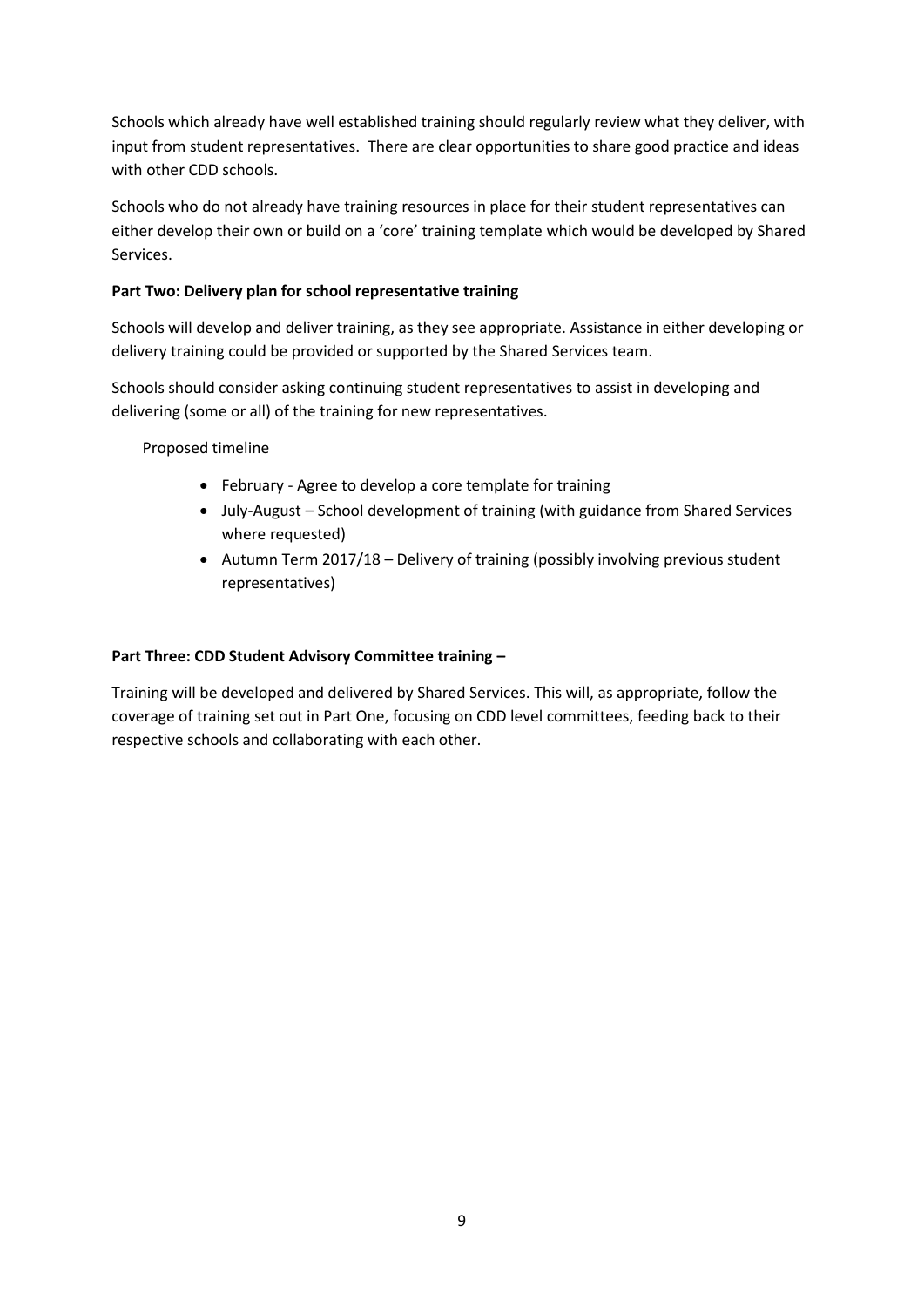Schools which already have well established training should regularly review what they deliver, with input from student representatives. There are clear opportunities to share good practice and ideas with other CDD schools.

Schools who do not already have training resources in place for their student representatives can either develop their own or build on a 'core' training template which would be developed by Shared Services.

**Part Two: Delivery plan for school representative training**

Schools will develop and deliver training, as they see appropriate. Assistance in either developing or delivery training could be provided or supported by the Shared Services team.

Schools should consider asking continuing student representatives to assist in developing and delivering (some or all) of the training for new representatives.

Proposed timeline

- February - Agree to develop a core template for training
- July-August – School development of training (with guidance from Shared Services where requested)
- Autumn Term 2017/18 – Delivery of training (possibly involving previous student representatives)

**Part Three: CDD Student Advisory Committee training –**

Training will be developed and delivered by Shared Services. This will, as appropriate, follow the coverage of training set out in Part One, focusing on CDD level committees, feeding back to their respective schools and collaborating with each other.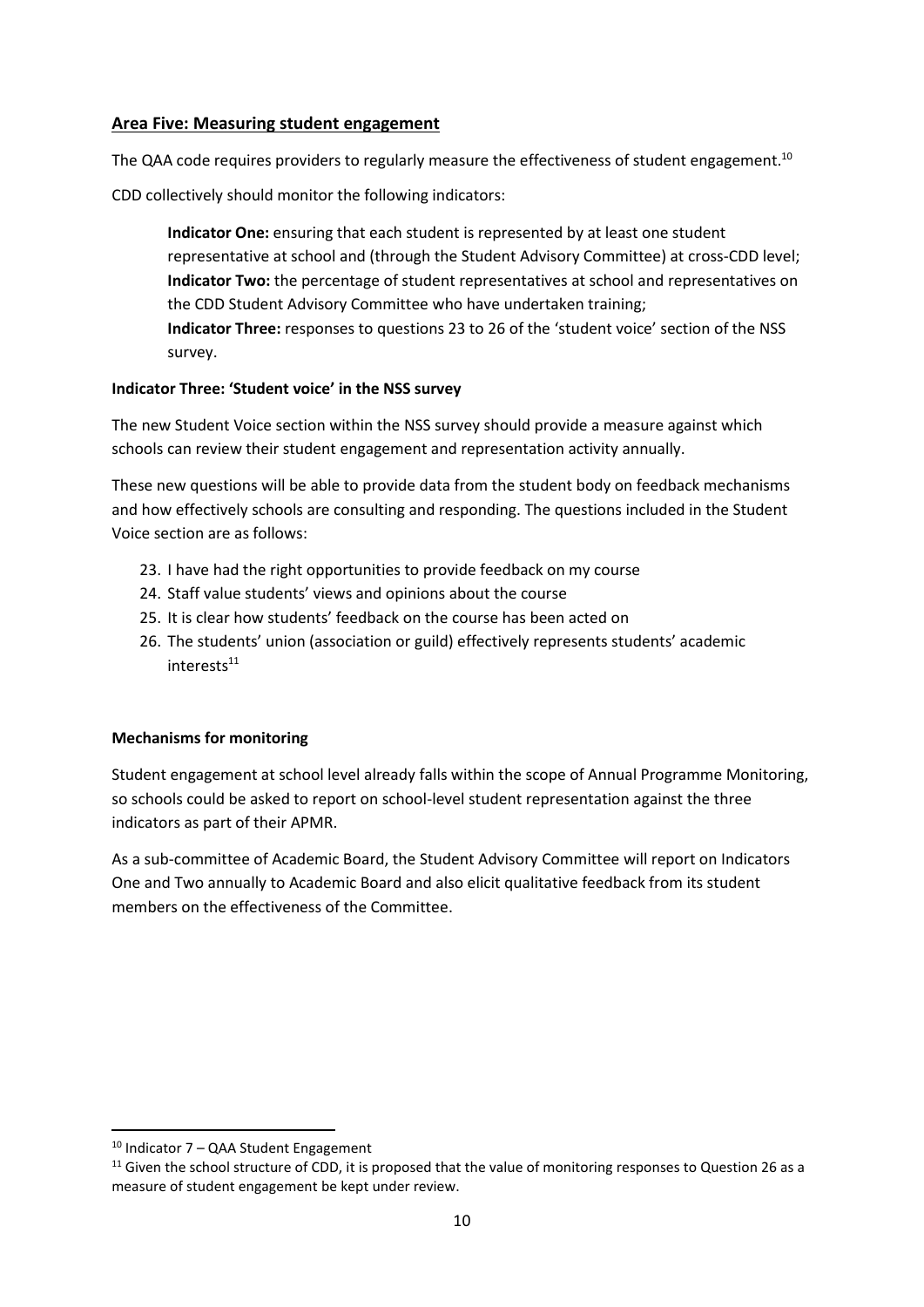## Area Five: Measuring student engagement

The QAA code requires providers to regularly measure the effectiveness of student engagement.[10]

CDD collectively should monitor the following indicators:

> **Indicator One:** ensuring that each student is represented by at least one student representative at school and (through the Student Advisory Committee) at cross-CDD level;
> **Indicator Two:** the percentage of student representatives at school and representatives on the CDD Student Advisory Committee who have undertaken training;
> **Indicator Three:** responses to questions 23 to 26 of the 'student voice' section of the NSS survey.

### Indicator Three: 'Student voice' in the NSS survey

The new Student Voice section within the NSS survey should provide a measure against which schools can review their student engagement and representation activity annually.

These new questions will be able to provide data from the student body on feedback mechanisms and how effectively schools are consulting and responding. The questions included in the Student Voice section are as follows:

23. I have had the right opportunities to provide feedback on my course
24. Staff value students' views and opinions about the course
25. It is clear how students' feedback on the course has been acted on
26. The students' union (association or guild) effectively represents students' academic interests[11]

### Mechanisms for monitoring

Student engagement at school level already falls within the scope of Annual Programme Monitoring, so schools could be asked to report on school-level student representation against the three indicators as part of their APMR.

As a sub-committee of Academic Board, the Student Advisory Committee will report on Indicators One and Two annually to Academic Board and also elicit qualitative feedback from its student members on the effectiveness of the Committee.

---

[10] Indicator 7 – QAA Student Engagement

[11] Given the school structure of CDD, it is proposed that the value of monitoring responses to Question 26 as a measure of student engagement be kept under review.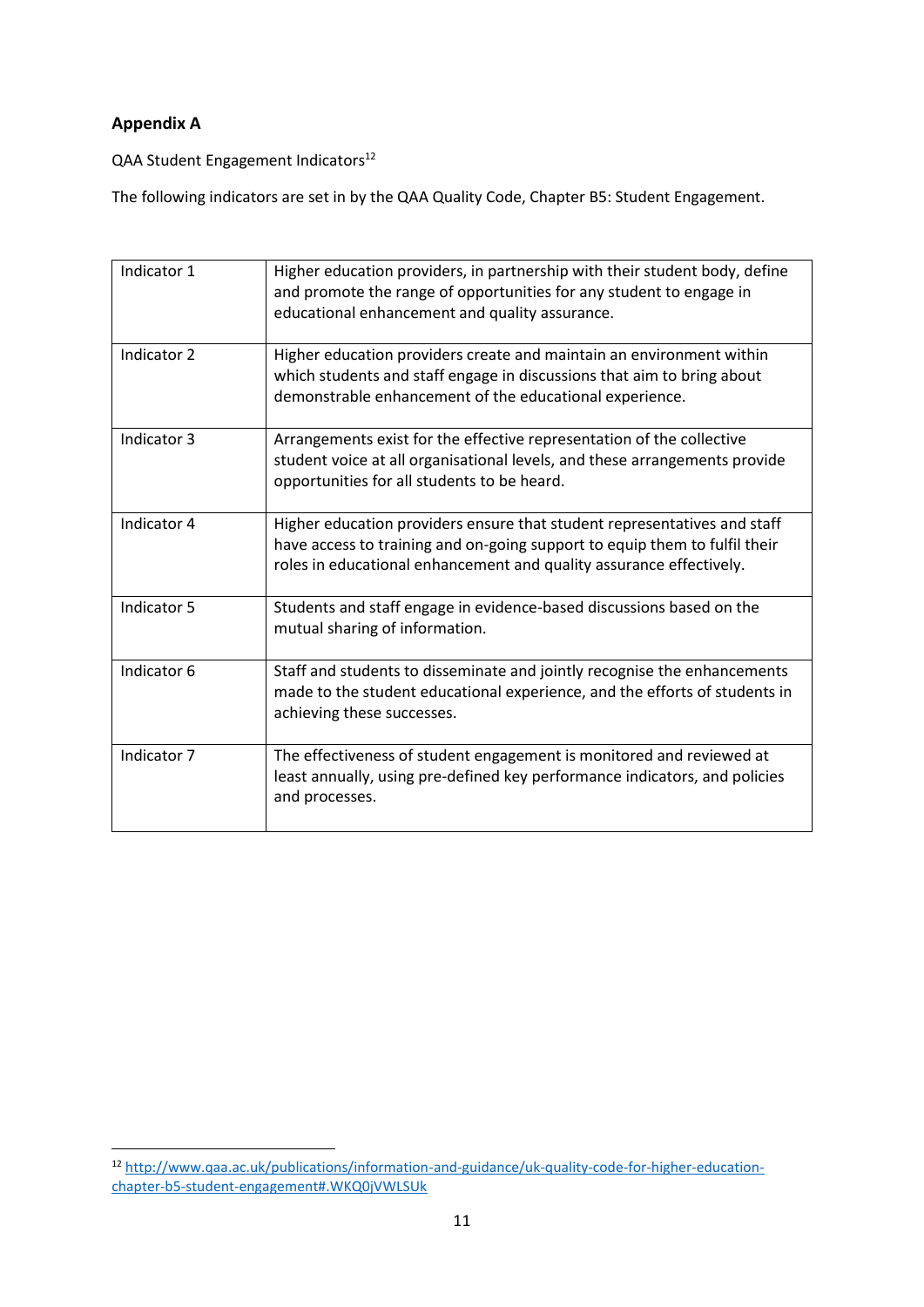## Appendix A

QAA Student Engagement Indicators[12]

The following indicators are set in by the QAA Quality Code, Chapter B5: Student Engagement.

| | |
|---|---|
| Indicator 1 | Higher education providers, in partnership with their student body, define and promote the range of opportunities for any student to engage in educational enhancement and quality assurance. |
| Indicator 2 | Higher education providers create and maintain an environment within which students and staff engage in discussions that aim to bring about demonstrable enhancement of the educational experience. |
| Indicator 3 | Arrangements exist for the effective representation of the collective student voice at all organisational levels, and these arrangements provide opportunities for all students to be heard. |
| Indicator 4 | Higher education providers ensure that student representatives and staff have access to training and on-going support to equip them to fulfil their roles in educational enhancement and quality assurance effectively. |
| Indicator 5 | Students and staff engage in evidence-based discussions based on the mutual sharing of information. |
| Indicator 6 | Staff and students to disseminate and jointly recognise the enhancements made to the student educational experience, and the efforts of students in achieving these successes. |
| Indicator 7 | The effectiveness of student engagement is monitored and reviewed at least annually, using pre-defined key performance indicators, and policies and processes. |

[12] http://www.qaa.ac.uk/publications/information-and-guidance/uk-quality-code-for-higher-education-chapter-b5-student-engagement#.WKQ0jVWLSUk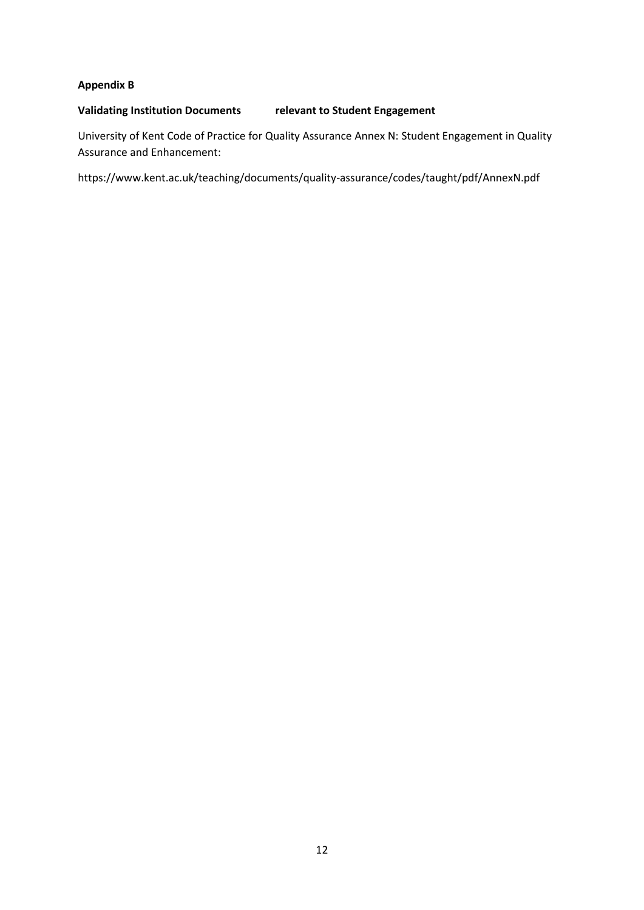**Appendix B**

**Validating Institution Documents relevant to Student Engagement**

University of Kent Code of Practice for Quality Assurance Annex N: Student Engagement in Quality Assurance and Enhancement:

https://www.kent.ac.uk/teaching/documents/quality-assurance/codes/taught/pdf/AnnexN.pdf